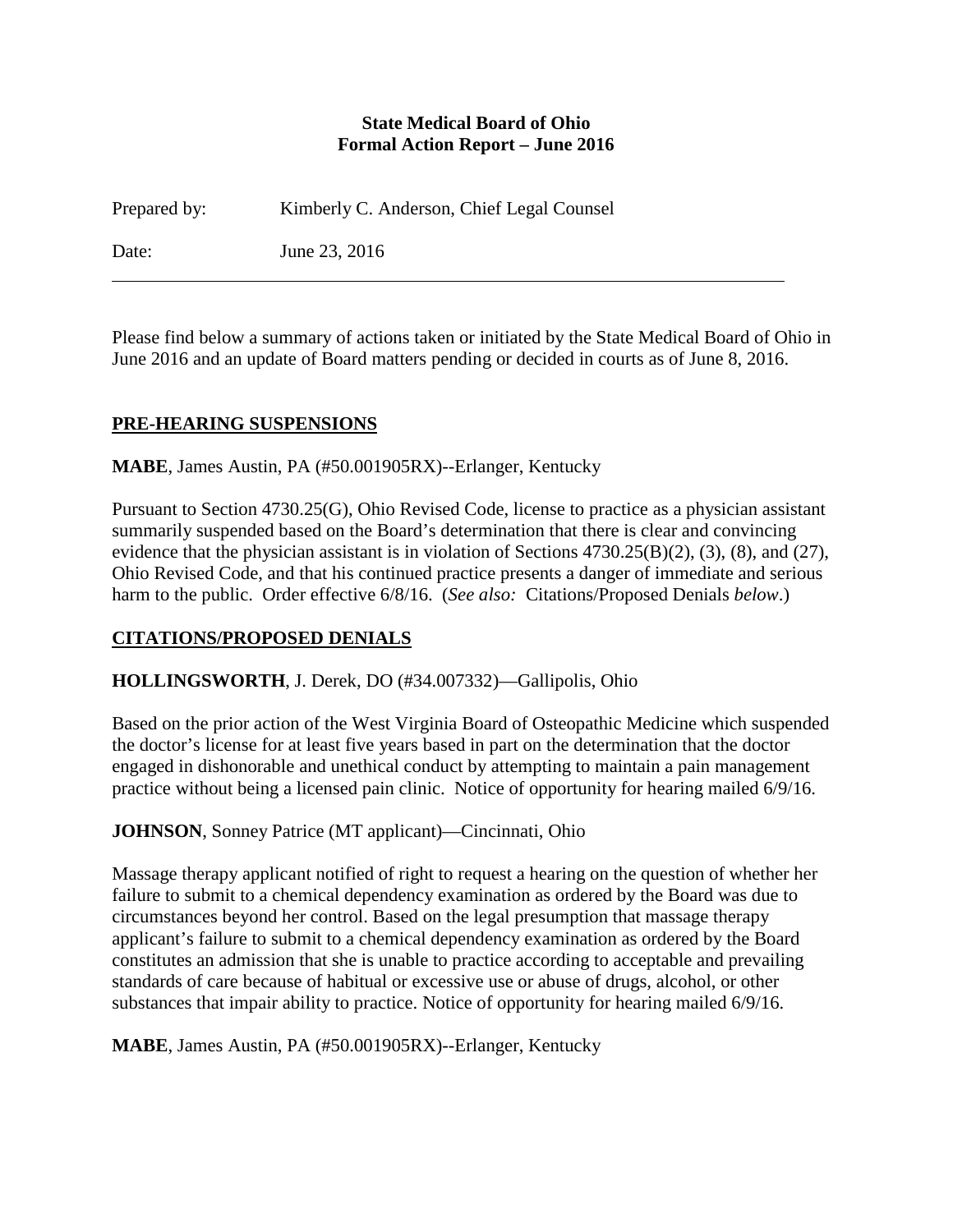**State Medical Board of Ohio**
**Formal Action Report – June 2016**

Prepared by: Kimberly C. Anderson, Chief Legal Counsel

Date: June 23, 2016

---

Please find below a summary of actions taken or initiated by the State Medical Board of Ohio in June 2016 and an update of Board matters pending or decided in courts as of June 8, 2016.

## PRE-HEARING SUSPENSIONS

**MABE**, James Austin, PA (#50.001905RX)--Erlanger, Kentucky

Pursuant to Section 4730.25(G), Ohio Revised Code, license to practice as a physician assistant summarily suspended based on the Board's determination that there is clear and convincing evidence that the physician assistant is in violation of Sections 4730.25(B)(2), (3), (8), and (27), Ohio Revised Code, and that his continued practice presents a danger of immediate and serious harm to the public. Order effective 6/8/16. (*See also:* Citations/Proposed Denials *below*.)

## CITATIONS/PROPOSED DENIALS

**HOLLINGSWORTH**, J. Derek, DO (#34.007332)—Gallipolis, Ohio

Based on the prior action of the West Virginia Board of Osteopathic Medicine which suspended the doctor's license for at least five years based in part on the determination that the doctor engaged in dishonorable and unethical conduct by attempting to maintain a pain management practice without being a licensed pain clinic. Notice of opportunity for hearing mailed 6/9/16.

**JOHNSON**, Sonney Patrice (MT applicant)—Cincinnati, Ohio

Massage therapy applicant notified of right to request a hearing on the question of whether her failure to submit to a chemical dependency examination as ordered by the Board was due to circumstances beyond her control. Based on the legal presumption that massage therapy applicant's failure to submit to a chemical dependency examination as ordered by the Board constitutes an admission that she is unable to practice according to acceptable and prevailing standards of care because of habitual or excessive use or abuse of drugs, alcohol, or other substances that impair ability to practice. Notice of opportunity for hearing mailed 6/9/16.

**MABE**, James Austin, PA (#50.001905RX)--Erlanger, Kentucky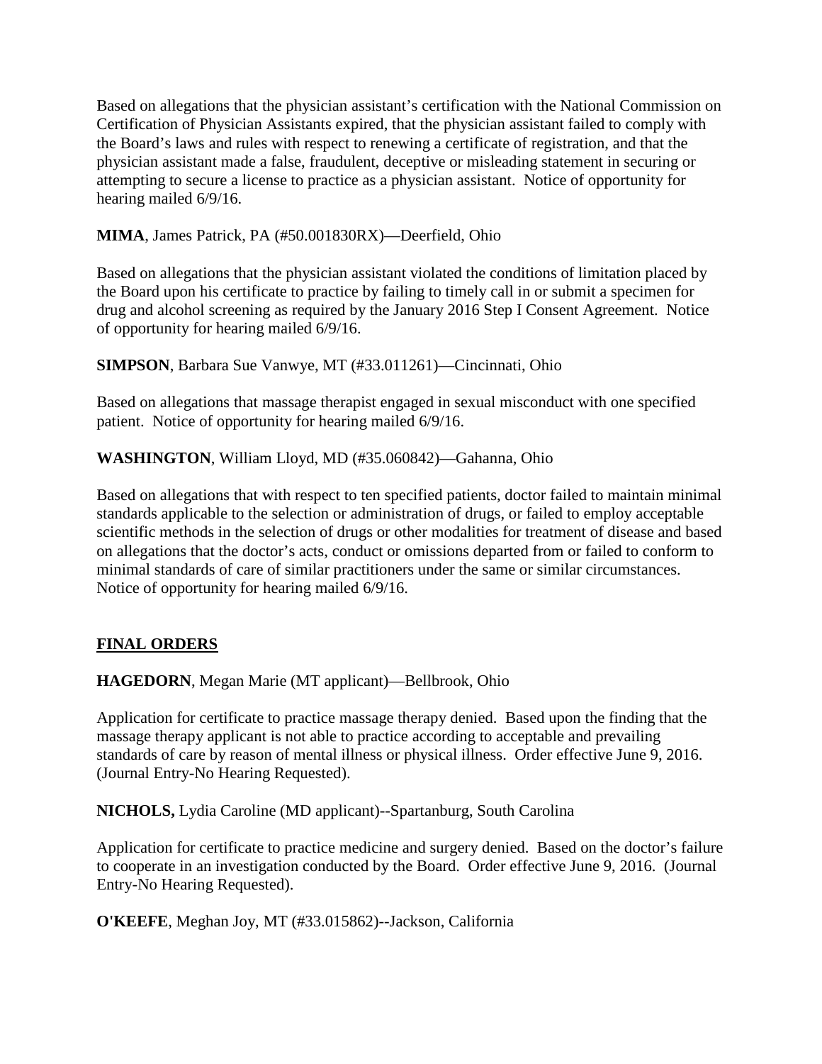Based on allegations that the physician assistant's certification with the National Commission on Certification of Physician Assistants expired, that the physician assistant failed to comply with the Board's laws and rules with respect to renewing a certificate of registration, and that the physician assistant made a false, fraudulent, deceptive or misleading statement in securing or attempting to secure a license to practice as a physician assistant. Notice of opportunity for hearing mailed 6/9/16.

**MIMA**, James Patrick, PA (#50.001830RX)—Deerfield, Ohio

Based on allegations that the physician assistant violated the conditions of limitation placed by the Board upon his certificate to practice by failing to timely call in or submit a specimen for drug and alcohol screening as required by the January 2016 Step I Consent Agreement. Notice of opportunity for hearing mailed 6/9/16.

**SIMPSON**, Barbara Sue Vanwye, MT (#33.011261)—Cincinnati, Ohio

Based on allegations that massage therapist engaged in sexual misconduct with one specified patient. Notice of opportunity for hearing mailed 6/9/16.

**WASHINGTON**, William Lloyd, MD (#35.060842)—Gahanna, Ohio

Based on allegations that with respect to ten specified patients, doctor failed to maintain minimal standards applicable to the selection or administration of drugs, or failed to employ acceptable scientific methods in the selection of drugs or other modalities for treatment of disease and based on allegations that the doctor's acts, conduct or omissions departed from or failed to conform to minimal standards of care of similar practitioners under the same or similar circumstances. Notice of opportunity for hearing mailed 6/9/16.

## FINAL ORDERS

**HAGEDORN**, Megan Marie (MT applicant)—Bellbrook, Ohio

Application for certificate to practice massage therapy denied. Based upon the finding that the massage therapy applicant is not able to practice according to acceptable and prevailing standards of care by reason of mental illness or physical illness. Order effective June 9, 2016. (Journal Entry-No Hearing Requested).

**NICHOLS,** Lydia Caroline (MD applicant)--Spartanburg, South Carolina

Application for certificate to practice medicine and surgery denied. Based on the doctor's failure to cooperate in an investigation conducted by the Board. Order effective June 9, 2016. (Journal Entry-No Hearing Requested).

**O'KEEFE**, Meghan Joy, MT (#33.015862)--Jackson, California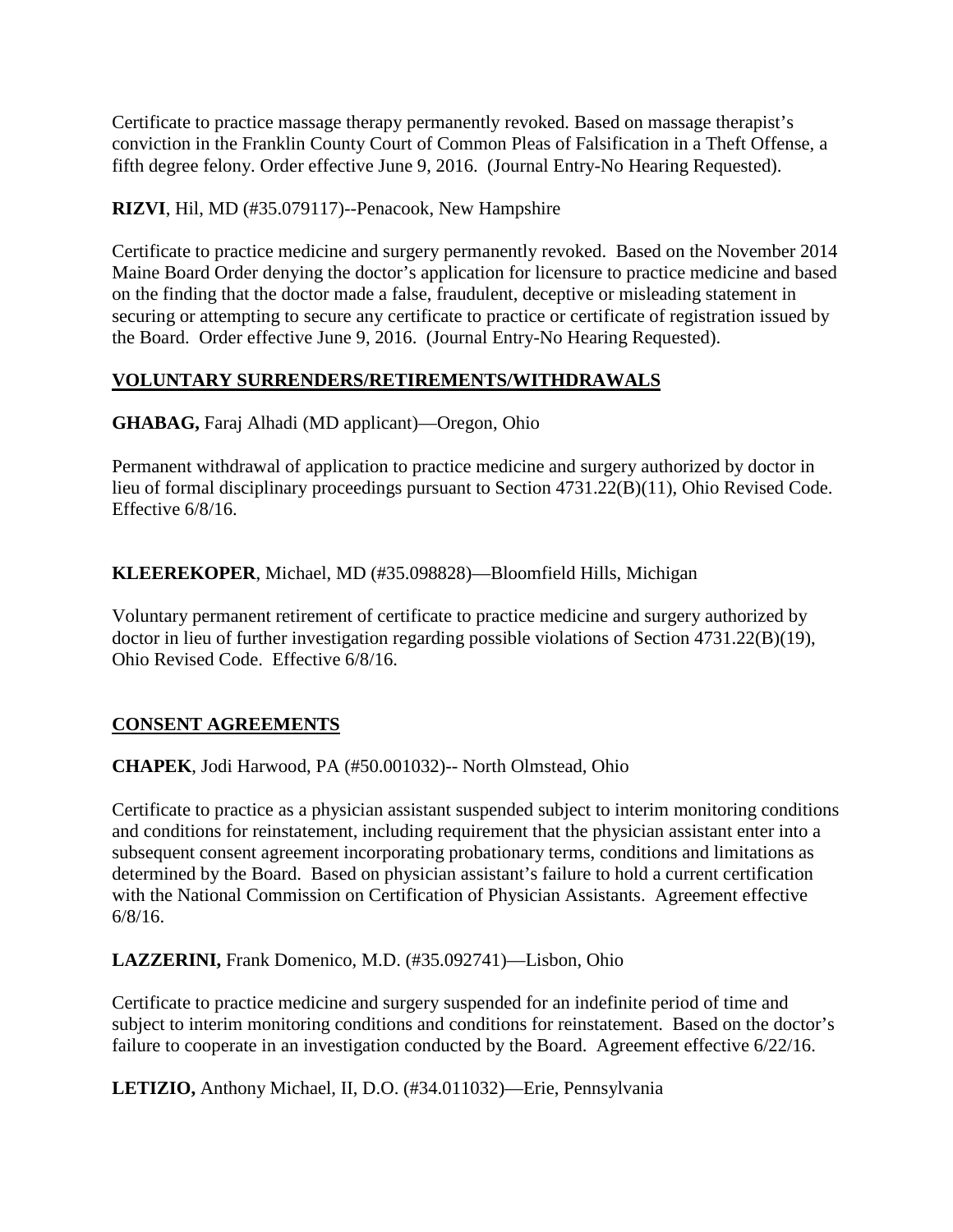Certificate to practice massage therapy permanently revoked. Based on massage therapist's conviction in the Franklin County Court of Common Pleas of Falsification in a Theft Offense, a fifth degree felony. Order effective June 9, 2016. (Journal Entry-No Hearing Requested).

**RIZVI**, Hil, MD (#35.079117)--Penacook, New Hampshire

Certificate to practice medicine and surgery permanently revoked. Based on the November 2014 Maine Board Order denying the doctor's application for licensure to practice medicine and based on the finding that the doctor made a false, fraudulent, deceptive or misleading statement in securing or attempting to secure any certificate to practice or certificate of registration issued by the Board. Order effective June 9, 2016. (Journal Entry-No Hearing Requested).

## VOLUNTARY SURRENDERS/RETIREMENTS/WITHDRAWALS

**GHABAG,** Faraj Alhadi (MD applicant)—Oregon, Ohio

Permanent withdrawal of application to practice medicine and surgery authorized by doctor in lieu of formal disciplinary proceedings pursuant to Section 4731.22(B)(11), Ohio Revised Code. Effective 6/8/16.

**KLEEREKOPER**, Michael, MD (#35.098828)—Bloomfield Hills, Michigan

Voluntary permanent retirement of certificate to practice medicine and surgery authorized by doctor in lieu of further investigation regarding possible violations of Section 4731.22(B)(19), Ohio Revised Code. Effective 6/8/16.

## CONSENT AGREEMENTS

**CHAPEK**, Jodi Harwood, PA (#50.001032)-- North Olmstead, Ohio

Certificate to practice as a physician assistant suspended subject to interim monitoring conditions and conditions for reinstatement, including requirement that the physician assistant enter into a subsequent consent agreement incorporating probationary terms, conditions and limitations as determined by the Board. Based on physician assistant's failure to hold a current certification with the National Commission on Certification of Physician Assistants. Agreement effective 6/8/16.

**LAZZERINI,** Frank Domenico, M.D. (#35.092741)—Lisbon, Ohio

Certificate to practice medicine and surgery suspended for an indefinite period of time and subject to interim monitoring conditions and conditions for reinstatement. Based on the doctor's failure to cooperate in an investigation conducted by the Board. Agreement effective 6/22/16.

**LETIZIO,** Anthony Michael, II, D.O. (#34.011032)—Erie, Pennsylvania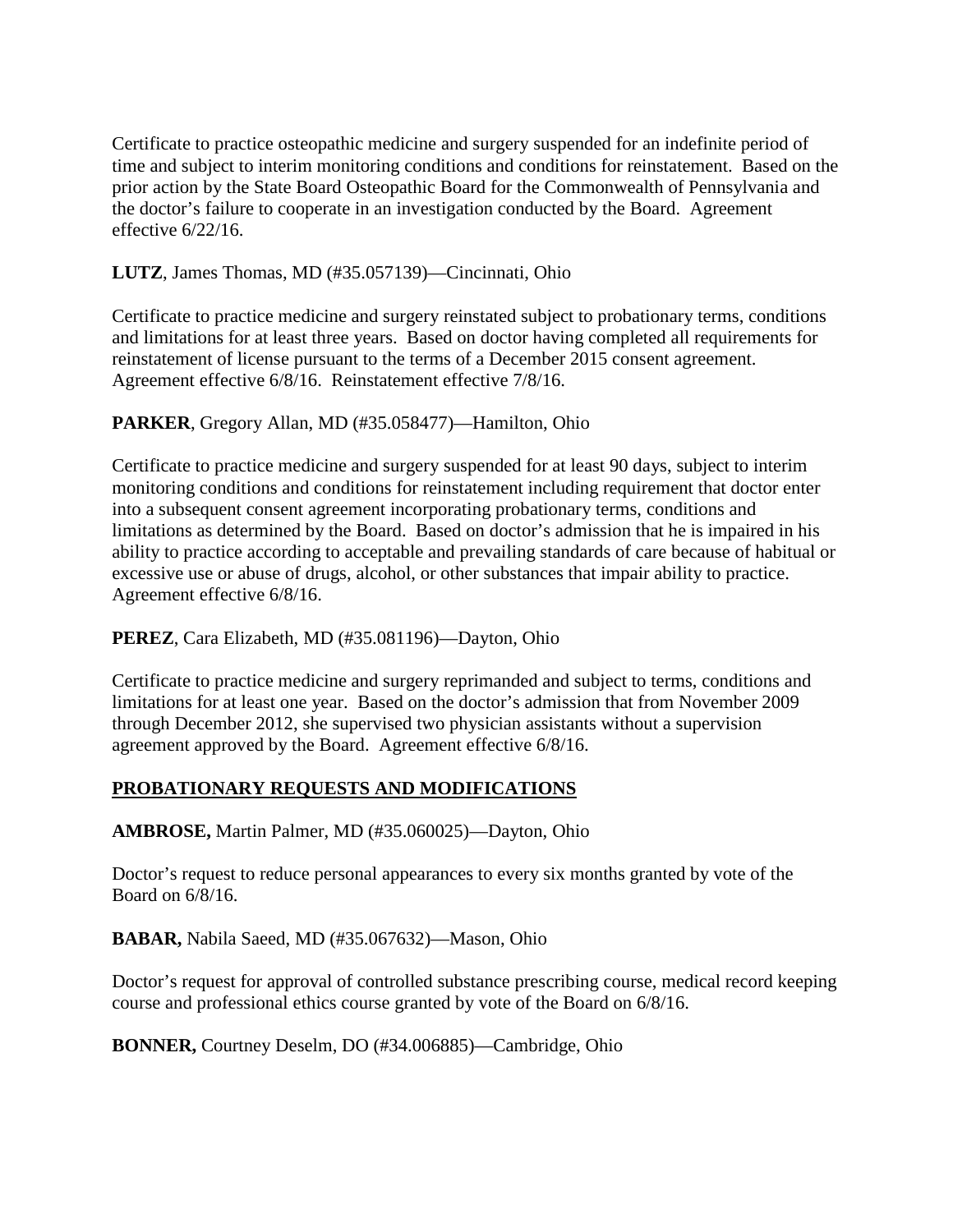Certificate to practice osteopathic medicine and surgery suspended for an indefinite period of time and subject to interim monitoring conditions and conditions for reinstatement. Based on the prior action by the State Board Osteopathic Board for the Commonwealth of Pennsylvania and the doctor's failure to cooperate in an investigation conducted by the Board. Agreement effective 6/22/16.

**LUTZ**, James Thomas, MD (#35.057139)—Cincinnati, Ohio

Certificate to practice medicine and surgery reinstated subject to probationary terms, conditions and limitations for at least three years. Based on doctor having completed all requirements for reinstatement of license pursuant to the terms of a December 2015 consent agreement. Agreement effective 6/8/16. Reinstatement effective 7/8/16.

**PARKER**, Gregory Allan, MD (#35.058477)—Hamilton, Ohio

Certificate to practice medicine and surgery suspended for at least 90 days, subject to interim monitoring conditions and conditions for reinstatement including requirement that doctor enter into a subsequent consent agreement incorporating probationary terms, conditions and limitations as determined by the Board. Based on doctor's admission that he is impaired in his ability to practice according to acceptable and prevailing standards of care because of habitual or excessive use or abuse of drugs, alcohol, or other substances that impair ability to practice. Agreement effective 6/8/16.

**PEREZ**, Cara Elizabeth, MD (#35.081196)—Dayton, Ohio

Certificate to practice medicine and surgery reprimanded and subject to terms, conditions and limitations for at least one year. Based on the doctor's admission that from November 2009 through December 2012, she supervised two physician assistants without a supervision agreement approved by the Board. Agreement effective 6/8/16.

## PROBATIONARY REQUESTS AND MODIFICATIONS

**AMBROSE,** Martin Palmer, MD (#35.060025)—Dayton, Ohio

Doctor's request to reduce personal appearances to every six months granted by vote of the Board on 6/8/16.

**BABAR,** Nabila Saeed, MD (#35.067632)—Mason, Ohio

Doctor's request for approval of controlled substance prescribing course, medical record keeping course and professional ethics course granted by vote of the Board on 6/8/16.

**BONNER,** Courtney Deselm, DO (#34.006885)—Cambridge, Ohio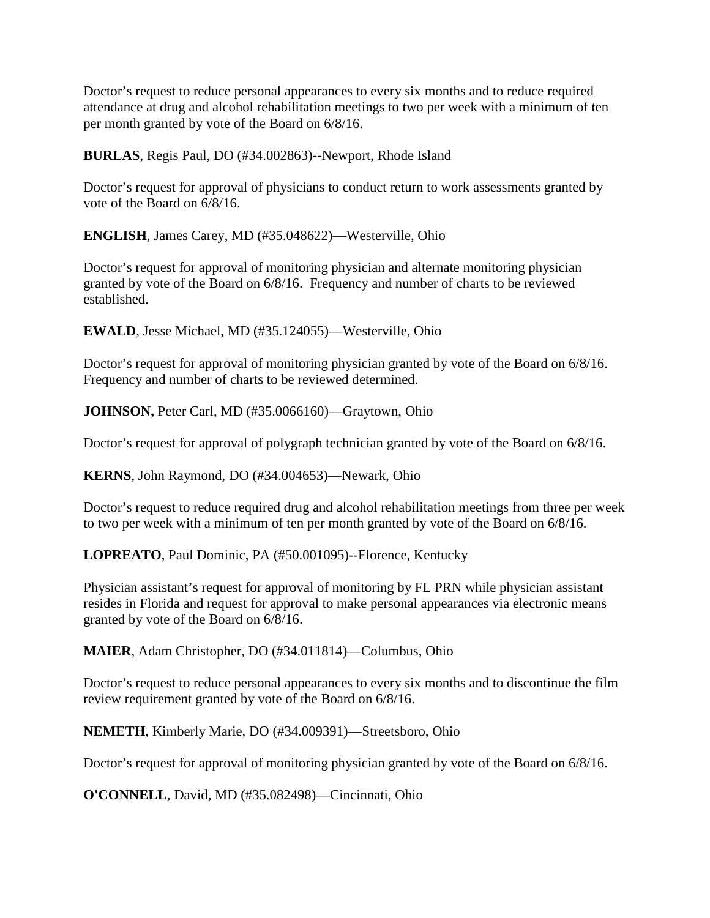Doctor's request to reduce personal appearances to every six months and to reduce required attendance at drug and alcohol rehabilitation meetings to two per week with a minimum of ten per month granted by vote of the Board on 6/8/16.

**BURLAS**, Regis Paul, DO (#34.002863)--Newport, Rhode Island

Doctor's request for approval of physicians to conduct return to work assessments granted by vote of the Board on 6/8/16.

**ENGLISH**, James Carey, MD (#35.048622)—Westerville, Ohio

Doctor's request for approval of monitoring physician and alternate monitoring physician granted by vote of the Board on 6/8/16. Frequency and number of charts to be reviewed established.

**EWALD**, Jesse Michael, MD (#35.124055)—Westerville, Ohio

Doctor's request for approval of monitoring physician granted by vote of the Board on 6/8/16. Frequency and number of charts to be reviewed determined.

**JOHNSON,** Peter Carl, MD (#35.0066160)—Graytown, Ohio

Doctor's request for approval of polygraph technician granted by vote of the Board on 6/8/16.

**KERNS**, John Raymond, DO (#34.004653)—Newark, Ohio

Doctor's request to reduce required drug and alcohol rehabilitation meetings from three per week to two per week with a minimum of ten per month granted by vote of the Board on 6/8/16.

**LOPREATO**, Paul Dominic, PA (#50.001095)--Florence, Kentucky

Physician assistant's request for approval of monitoring by FL PRN while physician assistant resides in Florida and request for approval to make personal appearances via electronic means granted by vote of the Board on 6/8/16.

**MAIER**, Adam Christopher, DO (#34.011814)—Columbus, Ohio

Doctor's request to reduce personal appearances to every six months and to discontinue the film review requirement granted by vote of the Board on 6/8/16.

**NEMETH**, Kimberly Marie, DO (#34.009391)—Streetsboro, Ohio

Doctor's request for approval of monitoring physician granted by vote of the Board on 6/8/16.

**O'CONNELL**, David, MD (#35.082498)—Cincinnati, Ohio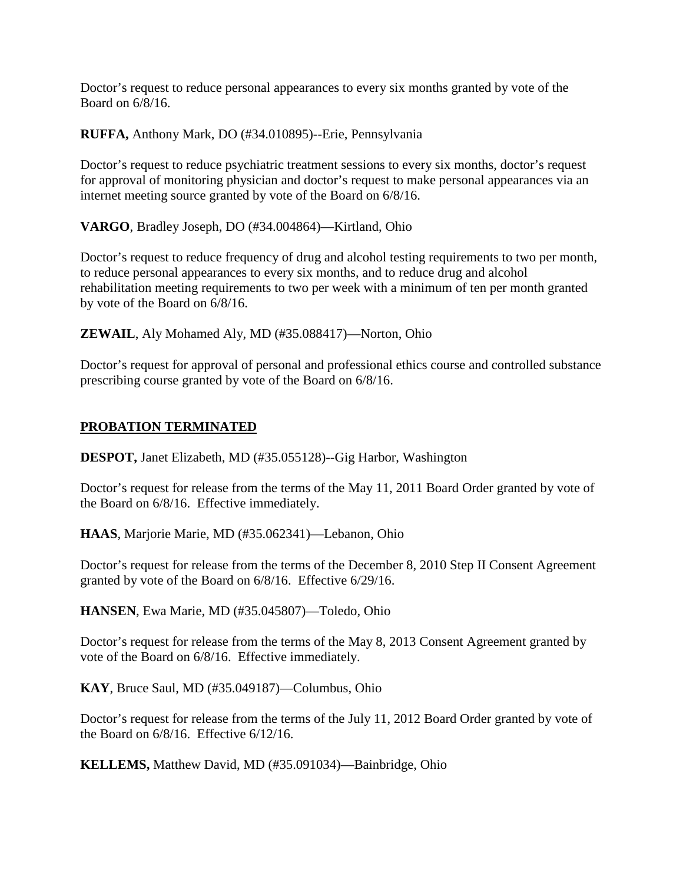Doctor's request to reduce personal appearances to every six months granted by vote of the Board on 6/8/16.

**RUFFA,** Anthony Mark, DO (#34.010895)--Erie, Pennsylvania

Doctor's request to reduce psychiatric treatment sessions to every six months, doctor's request for approval of monitoring physician and doctor's request to make personal appearances via an internet meeting source granted by vote of the Board on 6/8/16.

**VARGO**, Bradley Joseph, DO (#34.004864)—Kirtland, Ohio

Doctor's request to reduce frequency of drug and alcohol testing requirements to two per month, to reduce personal appearances to every six months, and to reduce drug and alcohol rehabilitation meeting requirements to two per week with a minimum of ten per month granted by vote of the Board on 6/8/16.

**ZEWAIL**, Aly Mohamed Aly, MD (#35.088417)—Norton, Ohio

Doctor's request for approval of personal and professional ethics course and controlled substance prescribing course granted by vote of the Board on 6/8/16.

## PROBATION TERMINATED

**DESPOT,** Janet Elizabeth, MD (#35.055128)--Gig Harbor, Washington

Doctor's request for release from the terms of the May 11, 2011 Board Order granted by vote of the Board on 6/8/16. Effective immediately.

**HAAS**, Marjorie Marie, MD (#35.062341)—Lebanon, Ohio

Doctor's request for release from the terms of the December 8, 2010 Step II Consent Agreement granted by vote of the Board on 6/8/16. Effective 6/29/16.

**HANSEN**, Ewa Marie, MD (#35.045807)—Toledo, Ohio

Doctor's request for release from the terms of the May 8, 2013 Consent Agreement granted by vote of the Board on 6/8/16. Effective immediately.

**KAY**, Bruce Saul, MD (#35.049187)—Columbus, Ohio

Doctor's request for release from the terms of the July 11, 2012 Board Order granted by vote of the Board on 6/8/16. Effective 6/12/16.

**KELLEMS,** Matthew David, MD (#35.091034)—Bainbridge, Ohio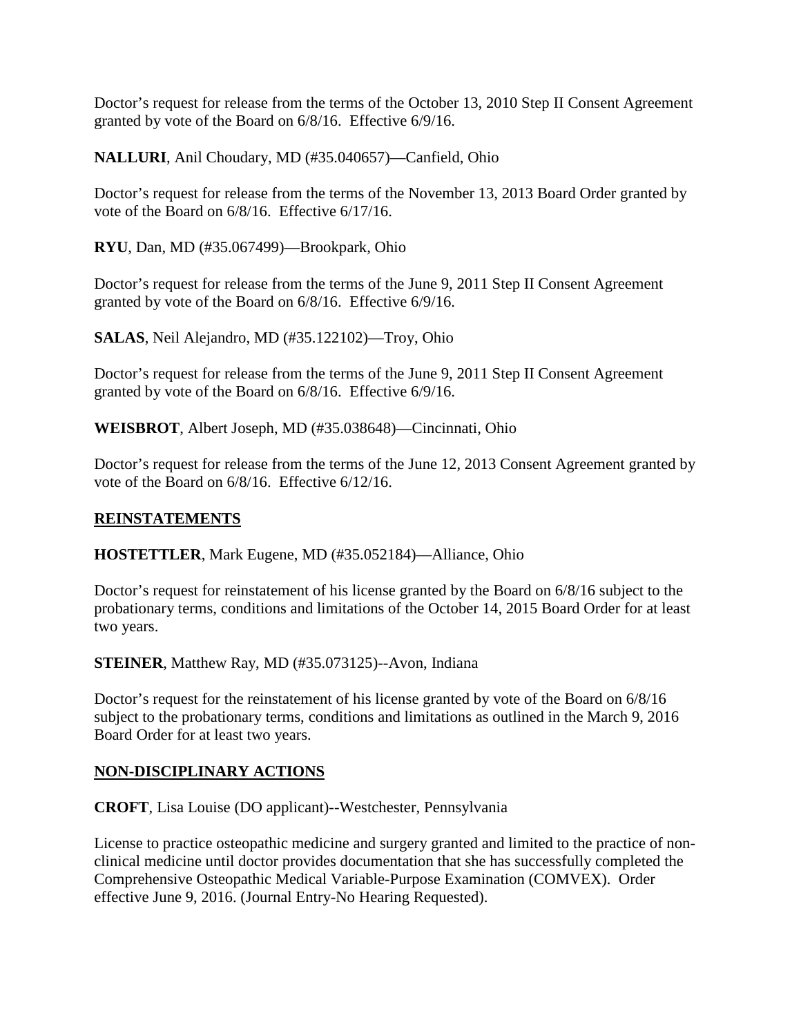Doctor's request for release from the terms of the October 13, 2010 Step II Consent Agreement granted by vote of the Board on 6/8/16. Effective 6/9/16.

**NALLURI**, Anil Choudary, MD (#35.040657)—Canfield, Ohio

Doctor's request for release from the terms of the November 13, 2013 Board Order granted by vote of the Board on 6/8/16. Effective 6/17/16.

**RYU**, Dan, MD (#35.067499)—Brookpark, Ohio

Doctor's request for release from the terms of the June 9, 2011 Step II Consent Agreement granted by vote of the Board on 6/8/16. Effective 6/9/16.

**SALAS**, Neil Alejandro, MD (#35.122102)—Troy, Ohio

Doctor's request for release from the terms of the June 9, 2011 Step II Consent Agreement granted by vote of the Board on 6/8/16. Effective 6/9/16.

**WEISBROT**, Albert Joseph, MD (#35.038648)—Cincinnati, Ohio

Doctor's request for release from the terms of the June 12, 2013 Consent Agreement granted by vote of the Board on 6/8/16. Effective 6/12/16.

## REINSTATEMENTS

**HOSTETTLER**, Mark Eugene, MD (#35.052184)—Alliance, Ohio

Doctor's request for reinstatement of his license granted by the Board on 6/8/16 subject to the probationary terms, conditions and limitations of the October 14, 2015 Board Order for at least two years.

**STEINER**, Matthew Ray, MD (#35.073125)--Avon, Indiana

Doctor's request for the reinstatement of his license granted by vote of the Board on 6/8/16 subject to the probationary terms, conditions and limitations as outlined in the March 9, 2016 Board Order for at least two years.

## NON-DISCIPLINARY ACTIONS

**CROFT**, Lisa Louise (DO applicant)--Westchester, Pennsylvania

License to practice osteopathic medicine and surgery granted and limited to the practice of non-clinical medicine until doctor provides documentation that she has successfully completed the Comprehensive Osteopathic Medical Variable-Purpose Examination (COMVEX). Order effective June 9, 2016. (Journal Entry-No Hearing Requested).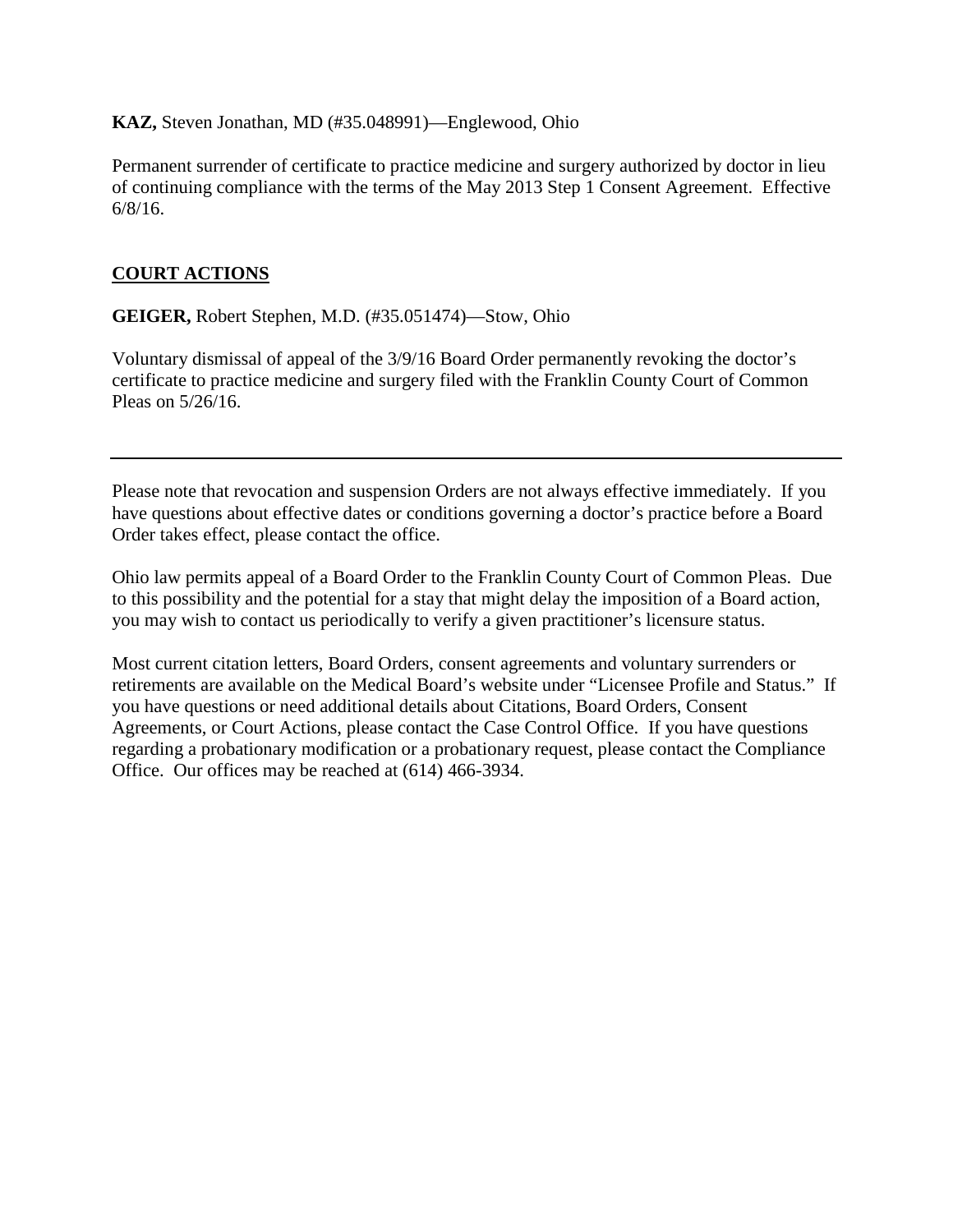**KAZ,** Steven Jonathan, MD (#35.048991)—Englewood, Ohio

Permanent surrender of certificate to practice medicine and surgery authorized by doctor in lieu of continuing compliance with the terms of the May 2013 Step 1 Consent Agreement. Effective 6/8/16.

## COURT ACTIONS

**GEIGER,** Robert Stephen, M.D. (#35.051474)—Stow, Ohio

Voluntary dismissal of appeal of the 3/9/16 Board Order permanently revoking the doctor's certificate to practice medicine and surgery filed with the Franklin County Court of Common Pleas on 5/26/16.

---

Please note that revocation and suspension Orders are not always effective immediately. If you have questions about effective dates or conditions governing a doctor's practice before a Board Order takes effect, please contact the office.

Ohio law permits appeal of a Board Order to the Franklin County Court of Common Pleas. Due to this possibility and the potential for a stay that might delay the imposition of a Board action, you may wish to contact us periodically to verify a given practitioner's licensure status.

Most current citation letters, Board Orders, consent agreements and voluntary surrenders or retirements are available on the Medical Board's website under "Licensee Profile and Status." If you have questions or need additional details about Citations, Board Orders, Consent Agreements, or Court Actions, please contact the Case Control Office. If you have questions regarding a probationary modification or a probationary request, please contact the Compliance Office. Our offices may be reached at (614) 466-3934.